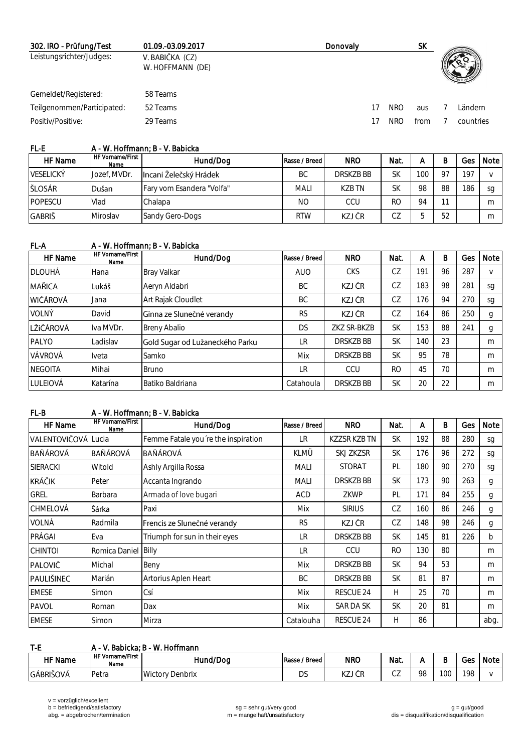| 302. IRO - Prüfung/Test | 01.09.-03.09.2017 | Donovaly | SK |
|---|---|---|---|
| Leistungsrichter/Judges: | V. BABIČKA (CZ) W. HOFFMANN (DE) | | |

| | | | | | |
|---|---|---|---|---|---|
| Gemeldet/Registered: | 58 Teams | | | | |
| Teilgenommen/Participated: | 52 Teams | 17 NRO | aus | 7 | Ländern |
| Positiv/Positive: | 29 Teams | 17 NRO | from | 7 | countries |

**FL-E** A - W. Hoffmann; B - V. Babicka

| HF Name | HF Vorname/First Name | Hund/Dog | Rasse / Breed | NRO | Nat. | A | B | Ges | Note |
|---|---|---|---|---|---|---|---|---|---|
| VESELICKÝ | Jozef, MVDr. | Incani Želečský Hrádek | BC | DRSKZB BB | SK | 100 | 97 | 197 | v |
| ŠLOSÁR | Dušan | Fary vom Esandera "Volfa" | MALI | KZB TN | SK | 98 | 88 | 186 | sg |
| POPESCU | Vlad | Chalapa | NO | CCU | RO | 94 | 11 | | m |
| GABRIŠ | Miroslav | Sandy Gero-Dogs | RTW | KZJ ČR | CZ | 5 | 52 | | m |

**FL-A** A - W. Hoffmann; B - V. Babicka

| HF Name | HF Vorname/First Name | Hund/Dog | Rasse / Breed | NRO | Nat. | A | B | Ges | Note |
|---|---|---|---|---|---|---|---|---|---|
| DLOUHÁ | Hana | Bray Valkar | AUO | CKS | CZ | 191 | 96 | 287 | v |
| MAŘICA | Lukáš | Aeryn Aldabri | BC | KZJ ČR | CZ | 183 | 98 | 281 | sg |
| WIČÁROVÁ | Jana | Art Rajak Cloudlet | BC | KZJ ČR | CZ | 176 | 94 | 270 | sg |
| VOLNÝ | David | Ginna ze Slunečné verandy | RS | KZJ ČR | CZ | 164 | 86 | 250 | g |
| LŽiČÁROVÁ | Iva MVDr. | Breny Abalio | DS | ZKZ SR-BKZB | SK | 153 | 88 | 241 | g |
| PALYO | Ladislav | Gold Sugar od Lužaneckého Parku | LR | DRSKZB BB | SK | 140 | 23 | | m |
| VÁVROVÁ | Iveta | Samko | Mix | DRSKZB BB | SK | 95 | 78 | | m |
| NEGOITA | Mihai | Bruno | LR | CCU | RO | 45 | 70 | | m |
| LULEIOVÁ | Katarína | Batiko Baldriana | Catahoula | DRSKZB BB | SK | 20 | 22 | | m |

**FL-B** A - W. Hoffmann; B - V. Babicka

| HF Name | HF Vorname/First Name | Hund/Dog | Rasse / Breed | NRO | Nat. | A | B | Ges | Note |
|---|---|---|---|---|---|---|---|---|---|
| VALENTOVIČOVÁ | Lucia | Femme Fatale you´re the inspiration | LR | KZZSR KZB TN | SK | 192 | 88 | 280 | sg |
| BAŇÁROVÁ | BAŇÁROVÁ | BAŇÁROVÁ | KLMÜ | SKJ ZKZSR | SK | 176 | 96 | 272 | sg |
| SIERACKI | Witold | Ashly Argilla Rossa | MALI | STORAT | PL | 180 | 90 | 270 | sg |
| KRÁČIK | Peter | Accanta Ingrando | MALI | DRSKZB BB | SK | 173 | 90 | 263 | g |
| GREL | Barbara | Armada of love bugari | ACD | ZKWP | PL | 171 | 84 | 255 | g |
| CHMELOVÁ | Šárka | Paxi | Mix | SIRIUS | CZ | 160 | 86 | 246 | g |
| VOLNÁ | Radmila | Frencis ze Slunečné verandy | RS | KZJ ČR | CZ | 148 | 98 | 246 | g |
| PRÁGAI | Eva | Triumph for sun in their eyes | LR | DRSKZB BB | SK | 145 | 81 | 226 | b |
| CHINTOI | Romica Daniel | Billy | LR | CCU | RO | 130 | 80 | | m |
| PALOVIČ | Michal | Beny | Mix | DRSKZB BB | SK | 94 | 53 | | m |
| PAULIŠINEC | Marián | Artorius Aplen Heart | BC | DRSKZB BB | SK | 81 | 87 | | m |
| EMESE | Simon | Csí | Mix | RESCUE 24 | H | 25 | 70 | | m |
| PAVOL | Roman | Dax | Mix | SAR DA SK | SK | 20 | 81 | | m |
| EMESE | Simon | Mirza | Catalouha | RESCUE 24 | H | 86 | | | abg. |

**T-E** A - V. Babicka; B - W. Hoffmann

| HF Name | HF Vorname/First Name | Hund/Dog | Rasse / Breed | NRO | Nat. | A | B | Ges | Note |
|---|---|---|---|---|---|---|---|---|---|
| GÁBRIŠOVÁ | Petra | Wictory Denbrix | DS | KZJ ČR | CZ | 98 | 100 | 198 | v |

v = vorzüglich/excellent
b = befriedigend/satisfactory
abg. = abgebrochen/termination
sg = sehr gut/very good
m = mangelhaft/unsatisfactory
g = gut/good
dis = disqualifikation/disqualification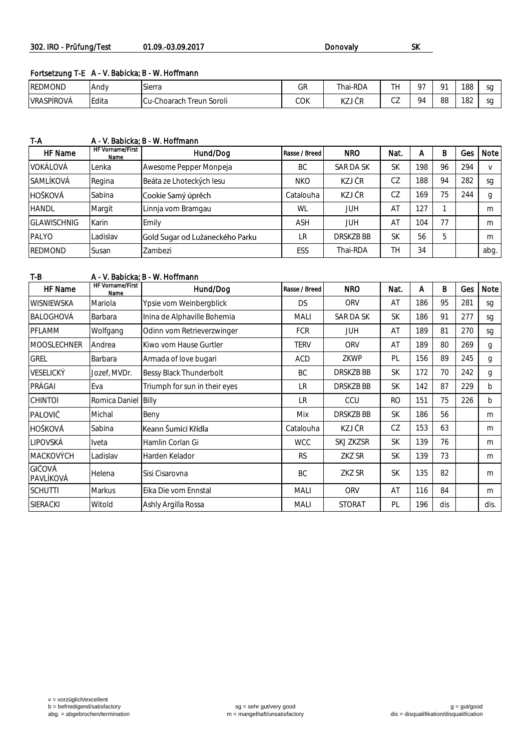302. IRO - Prüfung/Test 01.09.-03.09.2017 Donovaly SK

Fortsetzung T-E A - V. Babicka; B - W. Hoffmann

| | | | | | | | | | |
|---|---|---|---|---|---|---|---|---|---|
| REDMOND | Andy | Sierra | GR | Thai-RDA | TH | 97 | 91 | 188 | sg |
| VRASPÍROVÁ | Edita | Cu-Choarach Treun Soroli | COK | KZJ ČR | CZ | 94 | 88 | 182 | sg |

T-A A - V. Babicka; B - W. Hoffmann

| HF Name | HF Vorname/First Name | Hund/Dog | Rasse / Breed | NRO | Nat. | A | B | Ges | Note |
|---|---|---|---|---|---|---|---|---|---|
| VOKÁLOVÁ | Lenka | Awesome Pepper Monpeja | BC | SAR DA SK | SK | 198 | 96 | 294 | v |
| SAMLÍKOVÁ | Regina | Beáta ze Lhoteckých lesu | NKO | KZJ ČR | CZ | 188 | 94 | 282 | sg |
| HOŠKOVÁ | Sabina | Cookie Samý úprěch | Catalouha | KZJ ČR | CZ | 169 | 75 | 244 | g |
| HANDL | Margit | Linnja vom Bramgau | WL | JUH | AT | 127 | 1 | | m |
| GLAWISCHNIG | Karin | Emily | ASH | JUH | AT | 104 | 77 | | m |
| PALYO | Ladislav | Gold Sugar od Lužaneckého Parku | LR | DRSKZB BB | SK | 56 | 5 | | m |
| REDMOND | Susan | Zambezi | ESS | Thai-RDA | TH | 34 | | | abg. |

T-B A - V. Babicka; B - W. Hoffmann

| HF Name | HF Vorname/First Name | Hund/Dog | Rasse / Breed | NRO | Nat. | A | B | Ges | Note |
|---|---|---|---|---|---|---|---|---|---|
| WISNIEWSKA | Mariola | Ypsie vom Weinbergblick | DS | ORV | AT | 186 | 95 | 281 | sg |
| BALOGHOVÁ | Barbara | Inina de Alphaville Bohemia | MALI | SAR DA SK | SK | 186 | 91 | 277 | sg |
| PFLAMM | Wolfgang | Odinn vom Retrieverzwinger | FCR | JUH | AT | 189 | 81 | 270 | sg |
| MOOSLECHNER | Andrea | Kiwo vom Hause Gurtler | TERV | ORV | AT | 189 | 80 | 269 | g |
| GREL | Barbara | Armada of love bugari | ACD | ZKWP | PL | 156 | 89 | 245 | g |
| VESELICKÝ | Jozef, MVDr. | Bessy Black Thunderbolt | BC | DRSKZB BB | SK | 172 | 70 | 242 | g |
| PRÁGAI | Eva | Triumph for sun in their eyes | LR | DRSKZB BB | SK | 142 | 87 | 229 | b |
| CHINTOI | Romica Daniel | Billy | LR | CCU | RO | 151 | 75 | 226 | b |
| PALOVIČ | Michal | Beny | Mix | DRSKZB BB | SK | 186 | 56 | | m |
| HOŠKOVÁ | Sabina | Keann Šumící Křídla | Catalouha | KZJ ČR | CZ | 153 | 63 | | m |
| LIPOVSKÁ | Iveta | Hamlin Corlan Gi | WCC | SKJ ZKZSR | SK | 139 | 76 | | m |
| MACKOVÝCH | Ladislav | Harden Kelador | RS | ZKZ SR | SK | 139 | 73 | | m |
| GIČOVÁ PAVLÍKOVÁ | Helena | Sisi Cisarovna | BC | ZKZ SR | SK | 135 | 82 | | m |
| SCHUTTI | Markus | Eika Die vom Ennstal | MALI | ORV | AT | 116 | 84 | | m |
| SIERACKI | Witold | Ashly Argilla Rossa | MALI | STORAT | PL | 196 | dis | | dis. |

v = vorzüglich/excellent
b = befriedigend/satisfactory
abg. = abgebrochen/termination
sg = sehr gut/very good
m = mangelhaft/unsatisfactory
g = gut/good
dis = disqualifikation/disqualification